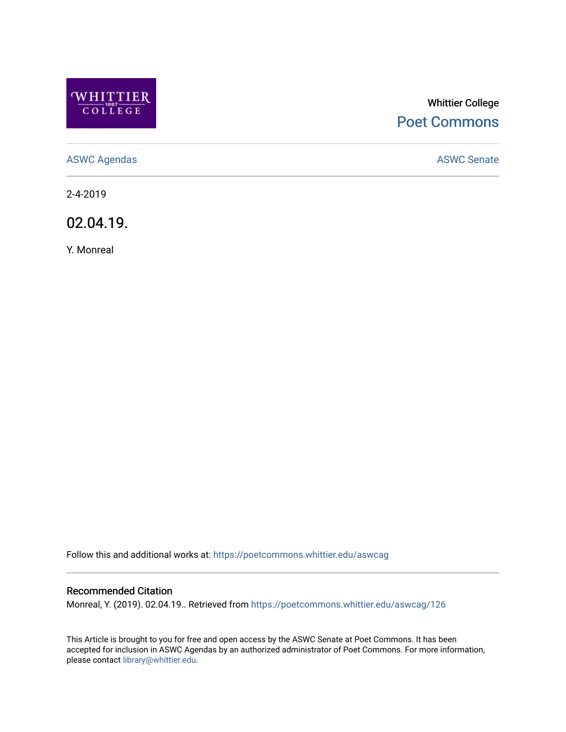Whittier College

Poet Commons

ASWC Agendas

ASWC Senate

2-4-2019

# 02.04.19.

Y. Monreal

Follow this and additional works at: https://poetcommons.whittier.edu/aswcag

### Recommended Citation

Monreal, Y. (2019). 02.04.19.. Retrieved from https://poetcommons.whittier.edu/aswcag/126

This Article is brought to you for free and open access by the ASWC Senate at Poet Commons. It has been accepted for inclusion in ASWC Agendas by an authorized administrator of Poet Commons. For more information, please contact library@whittier.edu.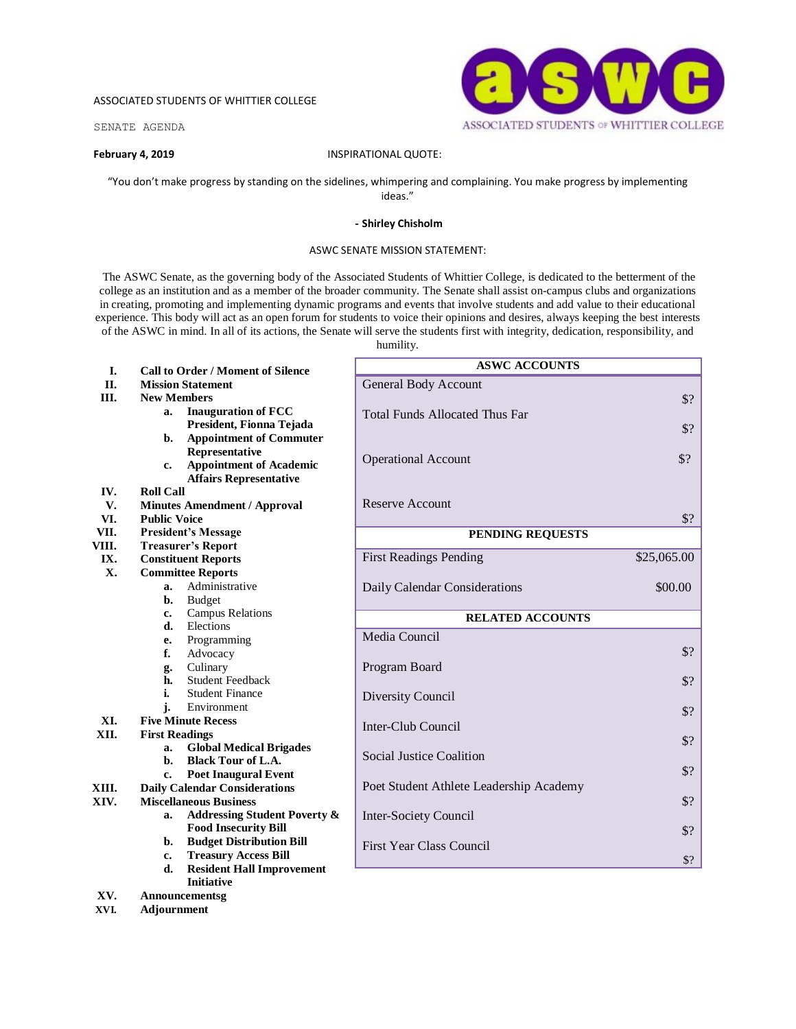ASSOCIATED STUDENTS OF WHITTIER COLLEGE

SENATE AGENDA

**February 4, 2019**

INSPIRATIONAL QUOTE:

"You don't make progress by standing on the sidelines, whimpering and complaining. You make progress by implementing ideas."

**- Shirley Chisholm**

ASWC SENATE MISSION STATEMENT:

The ASWC Senate, as the governing body of the Associated Students of Whittier College, is dedicated to the betterment of the college as an institution and as a member of the broader community. The Senate shall assist on-campus clubs and organizations in creating, promoting and implementing dynamic programs and events that involve students and add value to their educational experience. This body will act as an open forum for students to voice their opinions and desires, always keeping the best interests of the ASWC in mind. In all of its actions, the Senate will serve the students first with integrity, dedication, responsibility, and humility.

- **I. Call to Order / Moment of Silence**
- **II. Mission Statement**
- **III. New Members**
  - **a. Inauguration of FCC President, Fionna Tejada**
  - **b. Appointment of Commuter Representative**
  - **c. Appointment of Academic Affairs Representative**
- **IV. Roll Call**
- **V. Minutes Amendment / Approval**
- **VI. Public Voice**
- **VII. President's Message**
- **VIII. Treasurer's Report**
- **IX. Constituent Reports**
- **X. Committee Reports**
  - **a.** Administrative
  - **b.** Budget
  - **c.** Campus Relations
  - **d.** Elections
  - **e.** Programming
  - **f.** Advocacy
  - **g.** Culinary
  - **h.** Student Feedback
  - **i.** Student Finance
  - **j.** Environment
- **XI. Five Minute Recess**
- **XII. First Readings**
  - **a. Global Medical Brigades**
  - **b. Black Tour of L.A.**
  - **c. Poet Inaugural Event**
- **XIII. Daily Calendar Considerations**
- **XIV. Miscellaneous Business**
  - **a. Addressing Student Poverty & Food Insecurity Bill**
  - **b. Budget Distribution Bill**
  - **c. Treasury Access Bill**
  - **d. Resident Hall Improvement Initiative**
- **XV. Announcementsg**
- **XVI. Adjournment**

| **ASWC ACCOUNTS** | |
|---|---|
| General Body Account | $? |
| Total Funds Allocated Thus Far | $? |
| Operational Account | $? |
| Reserve Account | $? |
| **PENDING REQUESTS** | |
| First Readings Pending | $25,065.00 |
| Daily Calendar Considerations | $00.00 |
| **RELATED ACCOUNTS** | |
| Media Council | $? |
| Program Board | $? |
| Diversity Council | $? |
| Inter-Club Council | $? |
| Social Justice Coalition | $? |
| Poet Student Athlete Leadership Academy | $? |
| Inter-Society Council | $? |
| First Year Class Council | $? |